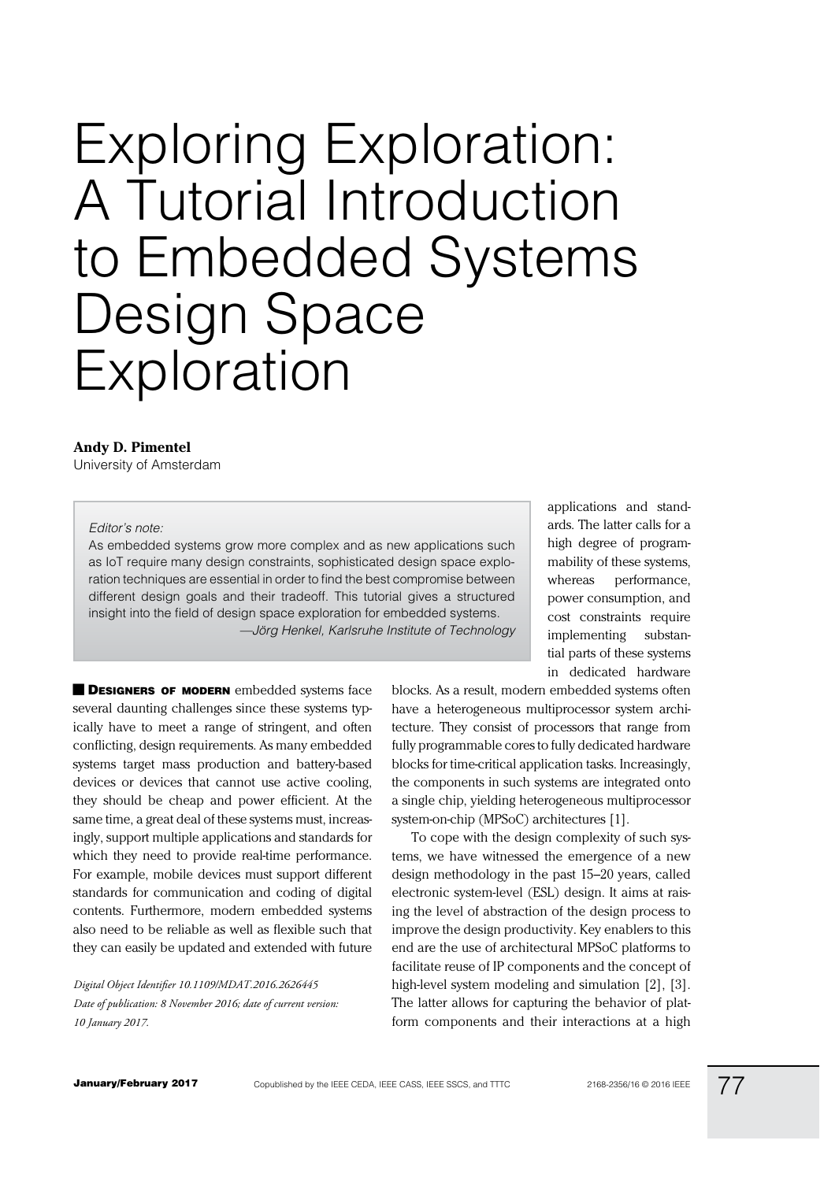# Exploring Exploration: A Tutorial Introduction to Embedded Systems Design Space Exploration

**Andy D. Pimentel**
University of Amsterdam

> *Editor's note:*
> As embedded systems grow more complex and as new applications such as IoT require many design constraints, sophisticated design space exploration techniques are essential in order to find the best compromise between different design goals and their tradeoff. This tutorial gives a structured insight into the field of design space exploration for embedded systems.
> *—Jörg Henkel, Karlsruhe Institute of Technology*

**DESIGNERS OF MODERN** embedded systems face several daunting challenges since these systems typically have to meet a range of stringent, and often conflicting, design requirements. As many embedded systems target mass production and battery-based devices or devices that cannot use active cooling, they should be cheap and power efficient. At the same time, a great deal of these systems must, increasingly, support multiple applications and standards for which they need to provide real-time performance. For example, mobile devices must support different standards for communication and coding of digital contents. Furthermore, modern embedded systems also need to be reliable as well as flexible such that they can easily be updated and extended with future applications and standards. The latter calls for a high degree of programmability of these systems, whereas performance, power consumption, and cost constraints require implementing substantial parts of these systems in dedicated hardware blocks. As a result, modern embedded systems often have a heterogeneous multiprocessor system architecture. They consist of processors that range from fully programmable cores to fully dedicated hardware blocks for time-critical application tasks. Increasingly, the components in such systems are integrated onto a single chip, yielding heterogeneous multiprocessor system-on-chip (MPSoC) architectures [1].

To cope with the design complexity of such systems, we have witnessed the emergence of a new design methodology in the past 15–20 years, called electronic system-level (ESL) design. It aims at raising the level of abstraction of the design process to improve the design productivity. Key enablers to this end are the use of architectural MPSoC platforms to facilitate reuse of IP components and the concept of high-level system modeling and simulation [2], [3]. The latter allows for capturing the behavior of platform components and their interactions at a high

*Digital Object Identifier 10.1109/MDAT.2016.2626445*
*Date of publication: 8 November 2016; date of current version: 10 January 2017.*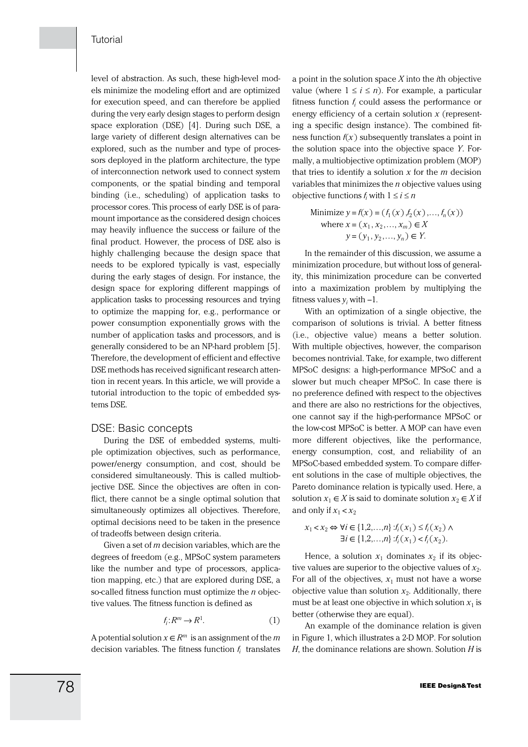level of abstraction. As such, these high-level models minimize the modeling effort and are optimized for execution speed, and can therefore be applied during the very early design stages to perform design space exploration (DSE) [4]. During such DSE, a large variety of different design alternatives can be explored, such as the number and type of processors deployed in the platform architecture, the type of interconnection network used to connect system components, or the spatial binding and temporal binding (i.e., scheduling) of application tasks to processor cores. This process of early DSE is of paramount importance as the considered design choices may heavily influence the success or failure of the final product. However, the process of DSE also is highly challenging because the design space that needs to be explored typically is vast, especially during the early stages of design. For instance, the design space for exploring different mappings of application tasks to processing resources and trying to optimize the mapping for, e.g., performance or power consumption exponentially grows with the number of application tasks and processors, and is generally considered to be an NP-hard problem [5]. Therefore, the development of efficient and effective DSE methods has received significant research attention in recent years. In this article, we will provide a tutorial introduction to the topic of embedded systems DSE.

## DSE: Basic concepts

During the DSE of embedded systems, multiple optimization objectives, such as performance, power/energy consumption, and cost, should be considered simultaneously. This is called multiobjective DSE. Since the objectives are often in conflict, there cannot be a single optimal solution that simultaneously optimizes all objectives. Therefore, optimal decisions need to be taken in the presence of tradeoffs between design criteria.

Given a set of $m$ decision variables, which are the degrees of freedom (e.g., MPSoC system parameters like the number and type of processors, application mapping, etc.) that are explored during DSE, a so-called fitness function must optimize the $n$ objective values. The fitness function is defined as

$$f_i : R^m \rightarrow R^1. \tag{1}$$

A potential solution $x \in R^m$ is an assignment of the $m$ decision variables. The fitness function $f_i$ translates a point in the solution space $X$ into the $i$th objective value (where $1 \leq i \leq n$). For example, a particular fitness function $f_i$ could assess the performance or energy efficiency of a certain solution $x$ (representing a specific design instance). The combined fitness function $f(x)$ subsequently translates a point in the solution space into the objective space $Y$. Formally, a multiobjective optimization problem (MOP) that tries to identify a solution $x$ for the $m$ decision variables that minimizes the $n$ objective values using objective functions $f_i$ with $1 \leq i \leq n$

$$\begin{aligned} \text{Minimize } & y = f(x) = (f_1(x), f_2(x), \ldots, f_n(x)) \\ \text{where } & x = (x_1, x_2, \ldots, x_m) \in X \\ & y = (y_1, y_2, \ldots, y_n) \in Y. \end{aligned}$$

In the remainder of this discussion, we assume a minimization procedure, but without loss of generality, this minimization procedure can be converted into a maximization problem by multiplying the fitness values $y_i$ with $-1$.

With an optimization of a single objective, the comparison of solutions is trivial. A better fitness (i.e., objective value) means a better solution. With multiple objectives, however, the comparison becomes nontrivial. Take, for example, two different MPSoC designs: a high-performance MPSoC and a slower but much cheaper MPSoC. In case there is no preference defined with respect to the objectives and there are also no restrictions for the objectives, one cannot say if the high-performance MPSoC or the low-cost MPSoC is better. A MOP can have even more different objectives, like the performance, energy consumption, cost, and reliability of an MPSoC-based embedded system. To compare different solutions in the case of multiple objectives, the Pareto dominance relation is typically used. Here, a solution $x_1 \in X$ is said to dominate solution $x_2 \in X$ if and only if $x_1 < x_2$

$$\begin{aligned} x_1 < x_2 \Leftrightarrow & \forall i \in \{1,2,\ldots,n\} : f_i(x_1) \leq f_i(x_2) \wedge \\ & \exists i \in \{1,2,\ldots,n\} : f_i(x_1) < f_i(x_2). \end{aligned}$$

Hence, a solution $x_1$ dominates $x_2$ if its objective values are superior to the objective values of $x_2$. For all of the objectives, $x_1$ must not have a worse objective value than solution $x_2$. Additionally, there must be at least one objective in which solution $x_1$ is better (otherwise they are equal).

An example of the dominance relation is given in Figure 1, which illustrates a 2-D MOP. For solution $H$, the dominance relations are shown. Solution $H$ is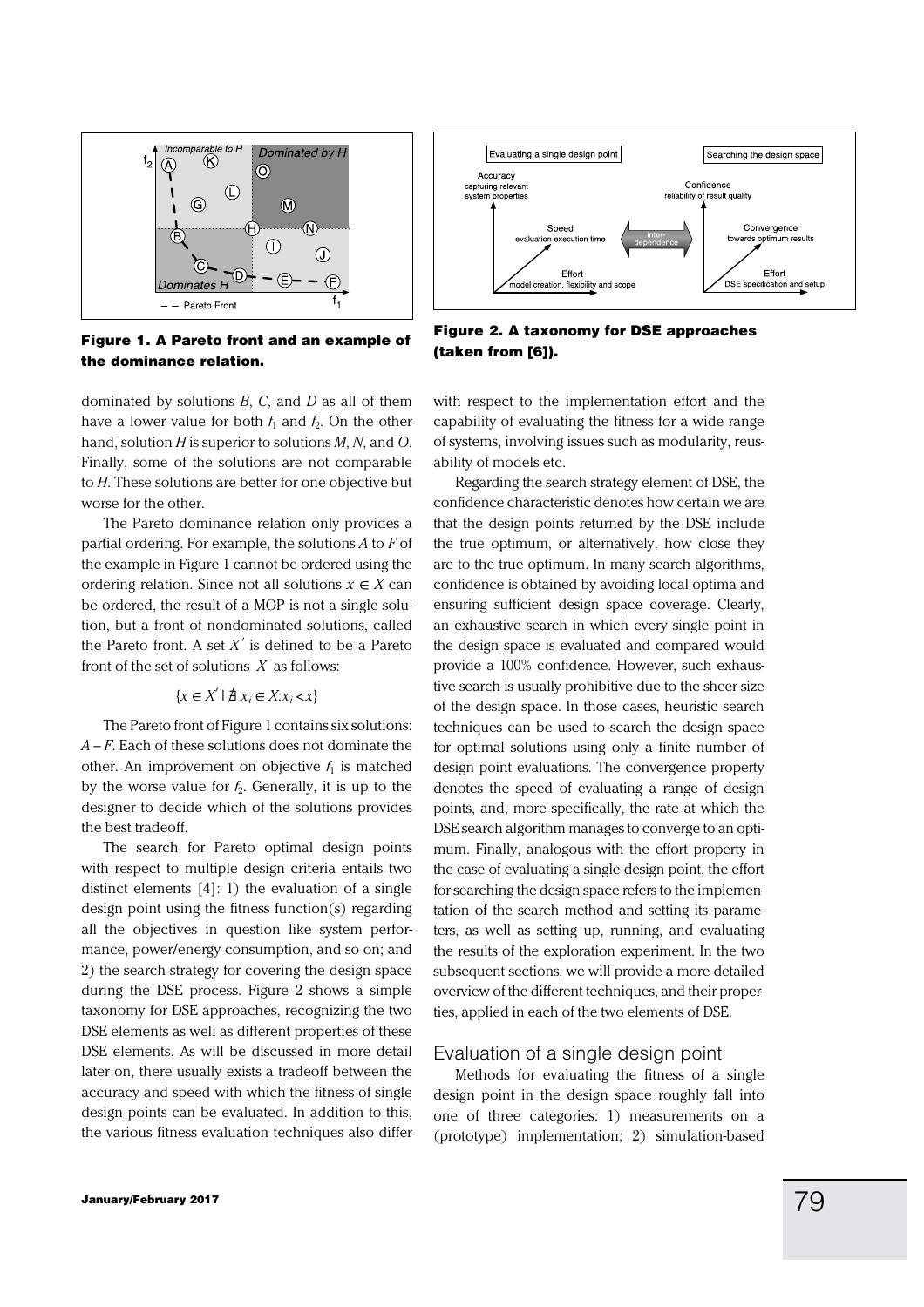Figure 1. A Pareto front and an example of the dominance relation.

Figure 2. A taxonomy for DSE approaches (taken from [6]).

dominated by solutions *B*, *C*, and *D* as all of them have a lower value for both $f_1$ and $f_2$. On the other hand, solution *H* is superior to solutions *M*, *N*, and *O*. Finally, some of the solutions are not comparable to *H*. These solutions are better for one objective but worse for the other.

The Pareto dominance relation only provides a partial ordering. For example, the solutions *A* to *F* of the example in Figure 1 cannot be ordered using the ordering relation. Since not all solutions $x \in X$ can be ordered, the result of a MOP is not a single solution, but a front of nondominated solutions, called the Pareto front. A set $X'$ is defined to be a Pareto front of the set of solutions $X$ as follows:

$$\{x \in X' \mid \nexists\, x_i \in X{:}x_i < x\}$$

The Pareto front of Figure 1 contains six solutions: *A* – *F*. Each of these solutions does not dominate the other. An improvement on objective $f_1$ is matched by the worse value for $f_2$. Generally, it is up to the designer to decide which of the solutions provides the best tradeoff.

The search for Pareto optimal design points with respect to multiple design criteria entails two distinct elements [4]: 1) the evaluation of a single design point using the fitness function(s) regarding all the objectives in question like system performance, power/energy consumption, and so on; and 2) the search strategy for covering the design space during the DSE process. Figure 2 shows a simple taxonomy for DSE approaches, recognizing the two DSE elements as well as different properties of these DSE elements. As will be discussed in more detail later on, there usually exists a tradeoff between the accuracy and speed with which the fitness of single design points can be evaluated. In addition to this, the various fitness evaluation techniques also differ with respect to the implementation effort and the capability of evaluating the fitness for a wide range of systems, involving issues such as modularity, reusability of models etc.

Regarding the search strategy element of DSE, the confidence characteristic denotes how certain we are that the design points returned by the DSE include the true optimum, or alternatively, how close they are to the true optimum. In many search algorithms, confidence is obtained by avoiding local optima and ensuring sufficient design space coverage. Clearly, an exhaustive search in which every single point in the design space is evaluated and compared would provide a 100% confidence. However, such exhaustive search is usually prohibitive due to the sheer size of the design space. In those cases, heuristic search techniques can be used to search the design space for optimal solutions using only a finite number of design point evaluations. The convergence property denotes the speed of evaluating a range of design points, and, more specifically, the rate at which the DSE search algorithm manages to converge to an optimum. Finally, analogous with the effort property in the case of evaluating a single design point, the effort for searching the design space refers to the implementation of the search method and setting its parameters, as well as setting up, running, and evaluating the results of the exploration experiment. In the two subsequent sections, we will provide a more detailed overview of the different techniques, and their properties, applied in each of the two elements of DSE.

## Evaluation of a single design point

Methods for evaluating the fitness of a single design point in the design space roughly fall into one of three categories: 1) measurements on a (prototype) implementation; 2) simulation-based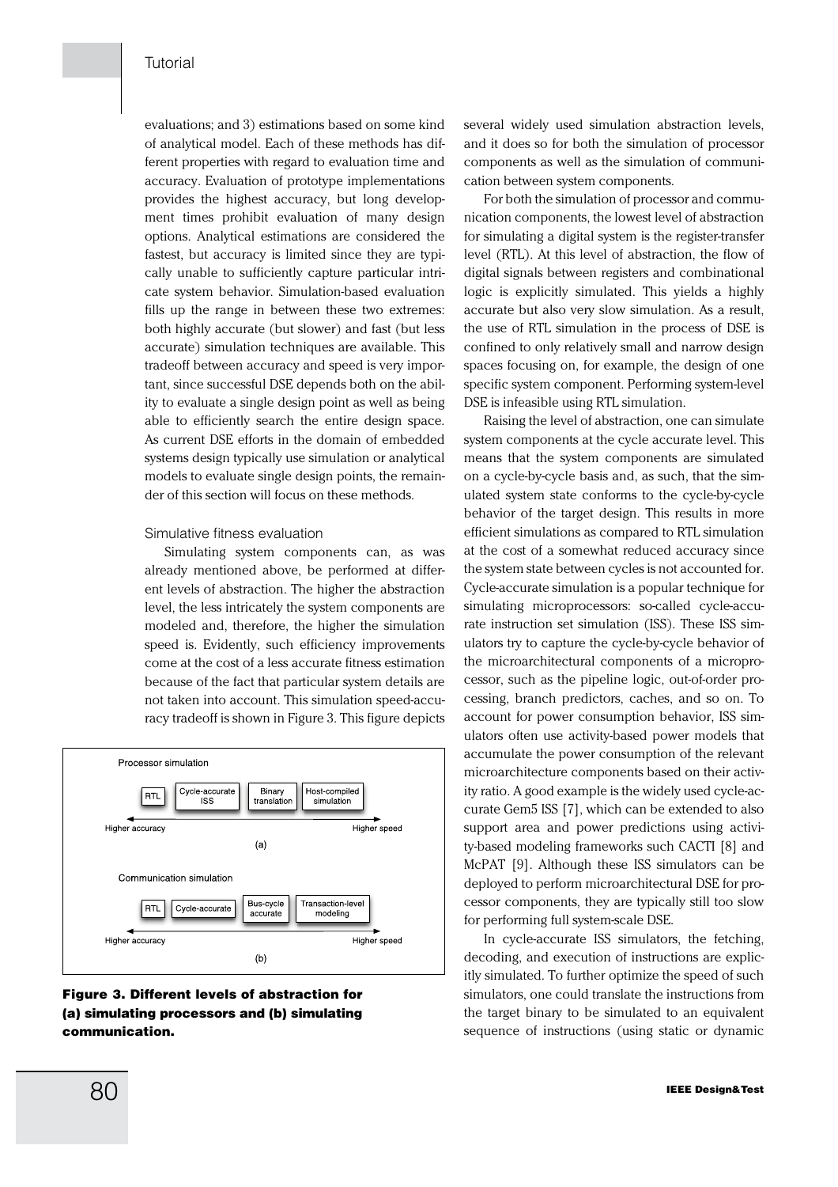evaluations; and 3) estimations based on some kind of analytical model. Each of these methods has different properties with regard to evaluation time and accuracy. Evaluation of prototype implementations provides the highest accuracy, but long development times prohibit evaluation of many design options. Analytical estimations are considered the fastest, but accuracy is limited since they are typically unable to sufficiently capture particular intricate system behavior. Simulation-based evaluation fills up the range in between these two extremes: both highly accurate (but slower) and fast (but less accurate) simulation techniques are available. This tradeoff between accuracy and speed is very important, since successful DSE depends both on the ability to evaluate a single design point as well as being able to efficiently search the entire design space. As current DSE efforts in the domain of embedded systems design typically use simulation or analytical models to evaluate single design points, the remainder of this section will focus on these methods.

### Simulative fitness evaluation

Simulating system components can, as was already mentioned above, be performed at different levels of abstraction. The higher the abstraction level, the less intricately the system components are modeled and, therefore, the higher the simulation speed is. Evidently, such efficiency improvements come at the cost of a less accurate fitness estimation because of the fact that particular system details are not taken into account. This simulation speed-accuracy tradeoff is shown in Figure 3. This figure depicts several widely used simulation abstraction levels, and it does so for both the simulation of processor components as well as the simulation of communication between system components.

Processor simulation: RTL | Cycle-accurate ISS | Binary translation | Host-compiled simulation (Higher accuracy ← → Higher speed)

(a)

Communication simulation: RTL | Cycle-accurate | Bus-cycle accurate | Transaction-level modeling (Higher accuracy ← → Higher speed)

(b)

**Figure 3. Different levels of abstraction for (a) simulating processors and (b) simulating communication.**

For both the simulation of processor and communication components, the lowest level of abstraction for simulating a digital system is the register-transfer level (RTL). At this level of abstraction, the flow of digital signals between registers and combinational logic is explicitly simulated. This yields a highly accurate but also very slow simulation. As a result, the use of RTL simulation in the process of DSE is confined to only relatively small and narrow design spaces focusing on, for example, the design of one specific system component. Performing system-level DSE is infeasible using RTL simulation.

Raising the level of abstraction, one can simulate system components at the cycle accurate level. This means that the system components are simulated on a cycle-by-cycle basis and, as such, that the simulated system state conforms to the cycle-by-cycle behavior of the target design. This results in more efficient simulations as compared to RTL simulation at the cost of a somewhat reduced accuracy since the system state between cycles is not accounted for. Cycle-accurate simulation is a popular technique for simulating microprocessors: so-called cycle-accurate instruction set simulation (ISS). These ISS simulators try to capture the cycle-by-cycle behavior of the microarchitectural components of a microprocessor, such as the pipeline logic, out-of-order processing, branch predictors, caches, and so on. To account for power consumption behavior, ISS simulators often use activity-based power models that accumulate the power consumption of the relevant microarchitecture components based on their activity ratio. A good example is the widely used cycle-accurate Gem5 ISS [7], which can be extended to also support area and power predictions using activity-based modeling frameworks such CACTI [8] and McPAT [9]. Although these ISS simulators can be deployed to perform microarchitectural DSE for processor components, they are typically still too slow for performing full system-scale DSE.

In cycle-accurate ISS simulators, the fetching, decoding, and execution of instructions are explicitly simulated. To further optimize the speed of such simulators, one could translate the instructions from the target binary to be simulated to an equivalent sequence of instructions (using static or dynamic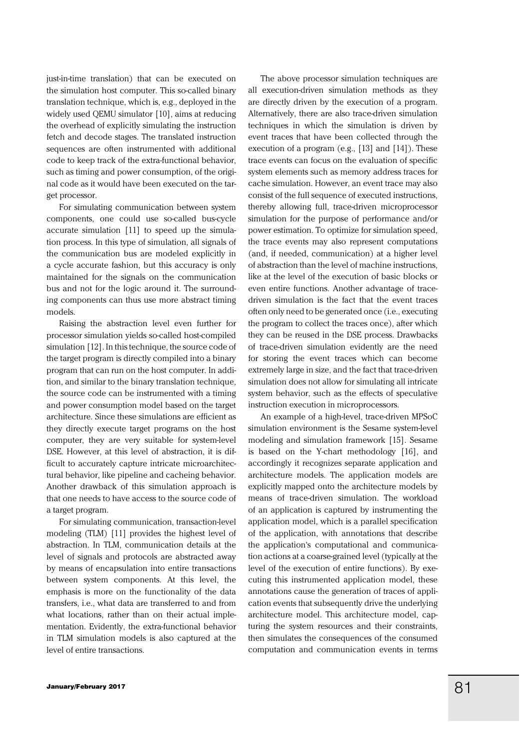just-in-time translation) that can be executed on the simulation host computer. This so-called binary translation technique, which is, e.g., deployed in the widely used QEMU simulator [10], aims at reducing the overhead of explicitly simulating the instruction fetch and decode stages. The translated instruction sequences are often instrumented with additional code to keep track of the extra-functional behavior, such as timing and power consumption, of the original code as it would have been executed on the target processor.

For simulating communication between system components, one could use so-called bus-cycle accurate simulation [11] to speed up the simulation process. In this type of simulation, all signals of the communication bus are modeled explicitly in a cycle accurate fashion, but this accuracy is only maintained for the signals on the communication bus and not for the logic around it. The surrounding components can thus use more abstract timing models.

Raising the abstraction level even further for processor simulation yields so-called host-compiled simulation [12]. In this technique, the source code of the target program is directly compiled into a binary program that can run on the host computer. In addition, and similar to the binary translation technique, the source code can be instrumented with a timing and power consumption model based on the target architecture. Since these simulations are efficient as they directly execute target programs on the host computer, they are very suitable for system-level DSE. However, at this level of abstraction, it is difficult to accurately capture intricate microarchitectural behavior, like pipeline and cacheing behavior. Another drawback of this simulation approach is that one needs to have access to the source code of a target program.

For simulating communication, transaction-level modeling (TLM) [11] provides the highest level of abstraction. In TLM, communication details at the level of signals and protocols are abstracted away by means of encapsulation into entire transactions between system components. At this level, the emphasis is more on the functionality of the data transfers, i.e., what data are transferred to and from what locations, rather than on their actual implementation. Evidently, the extra-functional behavior in TLM simulation models is also captured at the level of entire transactions.

The above processor simulation techniques are all execution-driven simulation methods as they are directly driven by the execution of a program. Alternatively, there are also trace-driven simulation techniques in which the simulation is driven by event traces that have been collected through the execution of a program (e.g., [13] and [14]). These trace events can focus on the evaluation of specific system elements such as memory address traces for cache simulation. However, an event trace may also consist of the full sequence of executed instructions, thereby allowing full, trace-driven microprocessor simulation for the purpose of performance and/or power estimation. To optimize for simulation speed, the trace events may also represent computations (and, if needed, communication) at a higher level of abstraction than the level of machine instructions, like at the level of the execution of basic blocks or even entire functions. Another advantage of trace-driven simulation is the fact that the event traces often only need to be generated once (i.e., executing the program to collect the traces once), after which they can be reused in the DSE process. Drawbacks of trace-driven simulation evidently are the need for storing the event traces which can become extremely large in size, and the fact that trace-driven simulation does not allow for simulating all intricate system behavior, such as the effects of speculative instruction execution in microprocessors.

An example of a high-level, trace-driven MPSoC simulation environment is the Sesame system-level modeling and simulation framework [15]. Sesame is based on the Y-chart methodology [16], and accordingly it recognizes separate application and architecture models. The application models are explicitly mapped onto the architecture models by means of trace-driven simulation. The workload of an application is captured by instrumenting the application model, which is a parallel specification of the application, with annotations that describe the application's computational and communication actions at a coarse-grained level (typically at the level of the execution of entire functions). By executing this instrumented application model, these annotations cause the generation of traces of application events that subsequently drive the underlying architecture model. This architecture model, capturing the system resources and their constraints, then simulates the consequences of the consumed computation and communication events in terms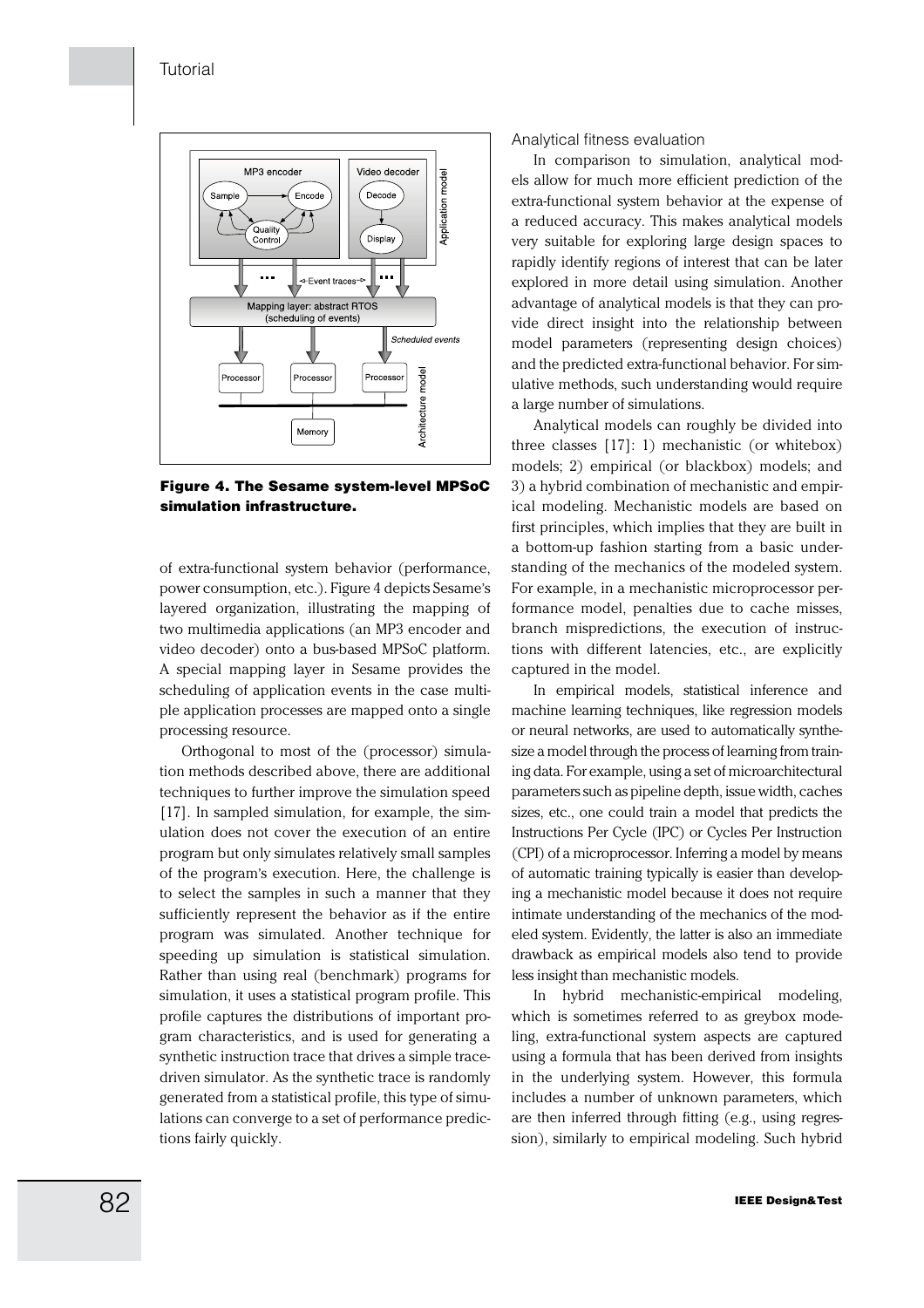MP3 encoder

Sample

Encode

Quality Control

Video decoder

Decode

Display

Application model

Event traces

Mapping layer: abstract RTOS (scheduling of events)

Scheduled events

Processor

Processor

Processor

Memory

Architecture model

**Figure 4. The Sesame system-level MPSoC simulation infrastructure.**

of extra-functional system behavior (performance, power consumption, etc.). Figure 4 depicts Sesame's layered organization, illustrating the mapping of two multimedia applications (an MP3 encoder and video decoder) onto a bus-based MPSoC platform. A special mapping layer in Sesame provides the scheduling of application events in the case multiple application processes are mapped onto a single processing resource.

Orthogonal to most of the (processor) simulation methods described above, there are additional techniques to further improve the simulation speed [17]. In sampled simulation, for example, the simulation does not cover the execution of an entire program but only simulates relatively small samples of the program's execution. Here, the challenge is to select the samples in such a manner that they sufficiently represent the behavior as if the entire program was simulated. Another technique for speeding up simulation is statistical simulation. Rather than using real (benchmark) programs for simulation, it uses a statistical program profile. This profile captures the distributions of important program characteristics, and is used for generating a synthetic instruction trace that drives a simple trace-driven simulator. As the synthetic trace is randomly generated from a statistical profile, this type of simulations can converge to a set of performance predictions fairly quickly.

### Analytical fitness evaluation

In comparison to simulation, analytical models allow for much more efficient prediction of the extra-functional system behavior at the expense of a reduced accuracy. This makes analytical models very suitable for exploring large design spaces to rapidly identify regions of interest that can be later explored in more detail using simulation. Another advantage of analytical models is that they can provide direct insight into the relationship between model parameters (representing design choices) and the predicted extra-functional behavior. For simulative methods, such understanding would require a large number of simulations.

Analytical models can roughly be divided into three classes [17]: 1) mechanistic (or whitebox) models; 2) empirical (or blackbox) models; and 3) a hybrid combination of mechanistic and empirical modeling. Mechanistic models are based on first principles, which implies that they are built in a bottom-up fashion starting from a basic understanding of the mechanics of the modeled system. For example, in a mechanistic microprocessor performance model, penalties due to cache misses, branch mispredictions, the execution of instructions with different latencies, etc., are explicitly captured in the model.

In empirical models, statistical inference and machine learning techniques, like regression models or neural networks, are used to automatically synthesize a model through the process of learning from training data. For example, using a set of microarchitectural parameters such as pipeline depth, issue width, caches sizes, etc., one could train a model that predicts the Instructions Per Cycle (IPC) or Cycles Per Instruction (CPI) of a microprocessor. Inferring a model by means of automatic training typically is easier than developing a mechanistic model because it does not require intimate understanding of the mechanics of the modeled system. Evidently, the latter is also an immediate drawback as empirical models also tend to provide less insight than mechanistic models.

In hybrid mechanistic-empirical modeling, which is sometimes referred to as greybox modeling, extra-functional system aspects are captured using a formula that has been derived from insights in the underlying system. However, this formula includes a number of unknown parameters, which are then inferred through fitting (e.g., using regression), similarly to empirical modeling. Such hybrid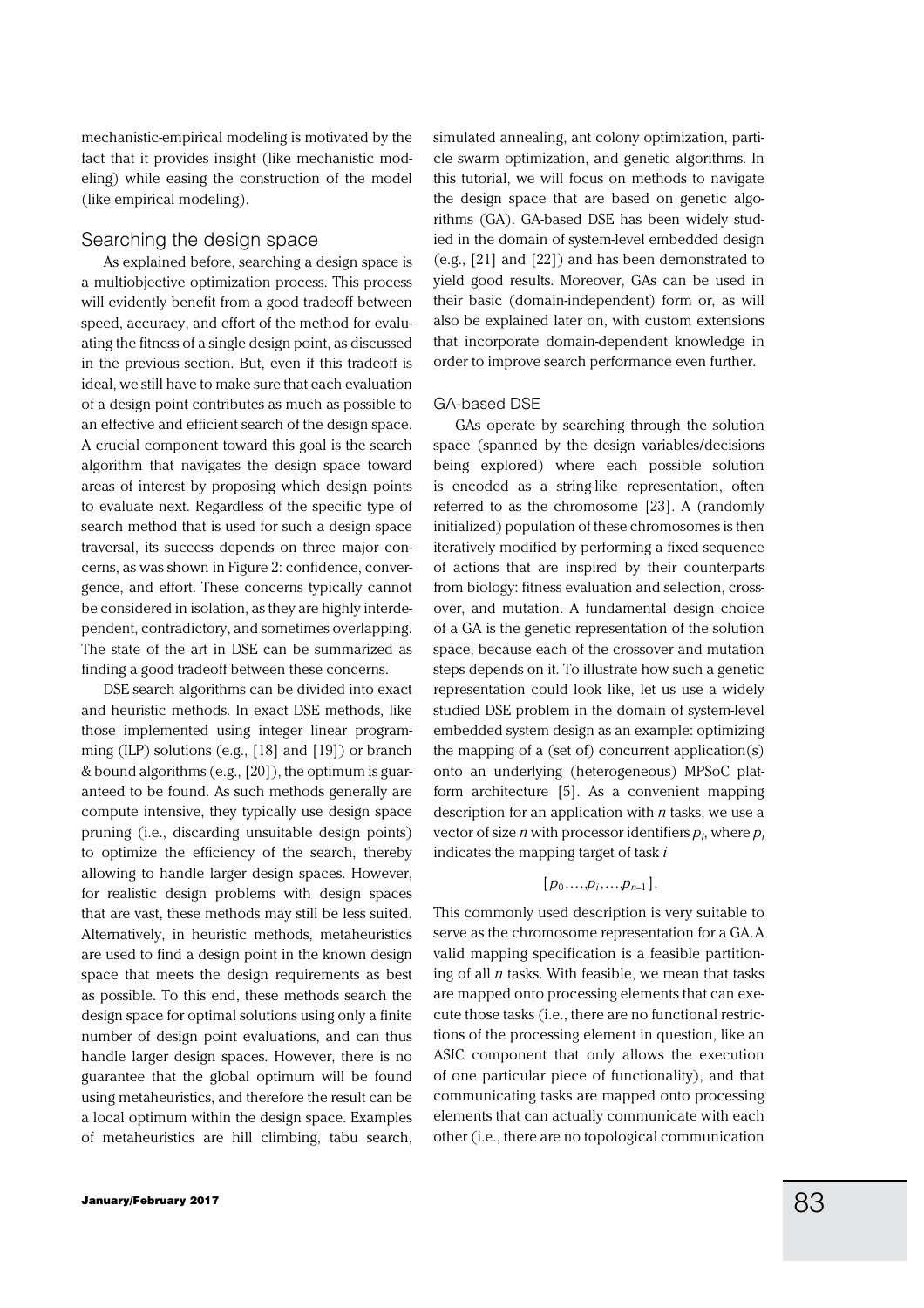mechanistic-empirical modeling is motivated by the fact that it provides insight (like mechanistic modeling) while easing the construction of the model (like empirical modeling).

## Searching the design space

As explained before, searching a design space is a multiobjective optimization process. This process will evidently benefit from a good tradeoff between speed, accuracy, and effort of the method for evaluating the fitness of a single design point, as discussed in the previous section. But, even if this tradeoff is ideal, we still have to make sure that each evaluation of a design point contributes as much as possible to an effective and efficient search of the design space. A crucial component toward this goal is the search algorithm that navigates the design space toward areas of interest by proposing which design points to evaluate next. Regardless of the specific type of search method that is used for such a design space traversal, its success depends on three major concerns, as was shown in Figure 2: confidence, convergence, and effort. These concerns typically cannot be considered in isolation, as they are highly interdependent, contradictory, and sometimes overlapping. The state of the art in DSE can be summarized as finding a good tradeoff between these concerns.

DSE search algorithms can be divided into exact and heuristic methods. In exact DSE methods, like those implemented using integer linear programming (ILP) solutions (e.g., [18] and [19]) or branch & bound algorithms (e.g., [20]), the optimum is guaranteed to be found. As such methods generally are compute intensive, they typically use design space pruning (i.e., discarding unsuitable design points) to optimize the efficiency of the search, thereby allowing to handle larger design spaces. However, for realistic design problems with design spaces that are vast, these methods may still be less suited. Alternatively, in heuristic methods, metaheuristics are used to find a design point in the known design space that meets the design requirements as best as possible. To this end, these methods search the design space for optimal solutions using only a finite number of design point evaluations, and can thus handle larger design spaces. However, there is no guarantee that the global optimum will be found using metaheuristics, and therefore the result can be a local optimum within the design space. Examples of metaheuristics are hill climbing, tabu search, simulated annealing, ant colony optimization, particle swarm optimization, and genetic algorithms. In this tutorial, we will focus on methods to navigate the design space that are based on genetic algorithms (GA). GA-based DSE has been widely studied in the domain of system-level embedded design (e.g., [21] and [22]) and has been demonstrated to yield good results. Moreover, GAs can be used in their basic (domain-independent) form or, as will also be explained later on, with custom extensions that incorporate domain-dependent knowledge in order to improve search performance even further.

### GA-based DSE

GAs operate by searching through the solution space (spanned by the design variables/decisions being explored) where each possible solution is encoded as a string-like representation, often referred to as the chromosome [23]. A (randomly initialized) population of these chromosomes is then iteratively modified by performing a fixed sequence of actions that are inspired by their counterparts from biology: fitness evaluation and selection, crossover, and mutation. A fundamental design choice of a GA is the genetic representation of the solution space, because each of the crossover and mutation steps depends on it. To illustrate how such a genetic representation could look like, let us use a widely studied DSE problem in the domain of system-level embedded system design as an example: optimizing the mapping of a (set of) concurrent application(s) onto an underlying (heterogeneous) MPSoC platform architecture [5]. As a convenient mapping description for an application with $n$ tasks, we use a vector of size $n$ with processor identifiers $p_i$, where $p_i$ indicates the mapping target of task $i$

$$[p_0, \ldots, p_i, \ldots, p_{n-1}].$$

This commonly used description is very suitable to serve as the chromosome representation for a GA. A valid mapping specification is a feasible partitioning of all $n$ tasks. With feasible, we mean that tasks are mapped onto processing elements that can execute those tasks (i.e., there are no functional restrictions of the processing element in question, like an ASIC component that only allows the execution of one particular piece of functionality), and that communicating tasks are mapped onto processing elements that can actually communicate with each other (i.e., there are no topological communication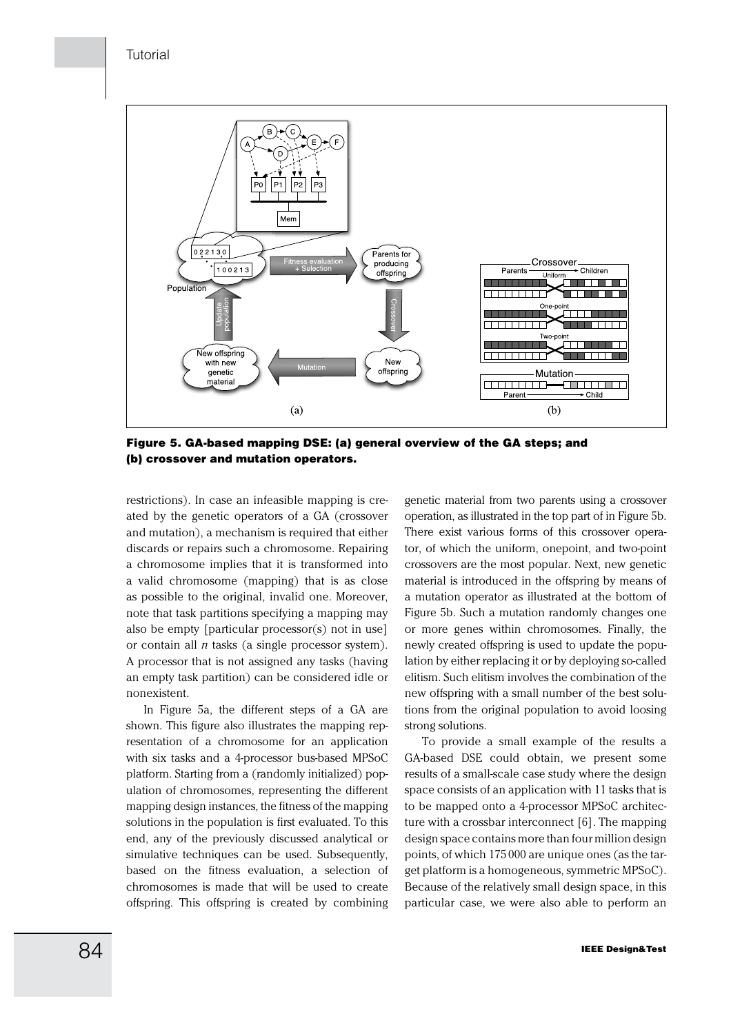**Figure 5. GA-based mapping DSE: (a) general overview of the GA steps; and (b) crossover and mutation operators.**

restrictions). In case an infeasible mapping is created by the genetic operators of a GA (crossover and mutation), a mechanism is required that either discards or repairs such a chromosome. Repairing a chromosome implies that it is transformed into a valid chromosome (mapping) that is as close as possible to the original, invalid one. Moreover, note that task partitions specifying a mapping may also be empty [particular processor(s) not in use] or contain all *n* tasks (a single processor system). A processor that is not assigned any tasks (having an empty task partition) can be considered idle or nonexistent.

In Figure 5a, the different steps of a GA are shown. This figure also illustrates the mapping representation of a chromosome for an application with six tasks and a 4-processor bus-based MPSoC platform. Starting from a (randomly initialized) population of chromosomes, representing the different mapping design instances, the fitness of the mapping solutions in the population is first evaluated. To this end, any of the previously discussed analytical or simulative techniques can be used. Subsequently, based on the fitness evaluation, a selection of chromosomes is made that will be used to create offspring. This offspring is created by combining genetic material from two parents using a crossover operation, as illustrated in the top part of in Figure 5b. There exist various forms of this crossover operator, of which the uniform, onepoint, and two-point crossovers are the most popular. Next, new genetic material is introduced in the offspring by means of a mutation operator as illustrated at the bottom of Figure 5b. Such a mutation randomly changes one or more genes within chromosomes. Finally, the newly created offspring is used to update the population by either replacing it or by deploying so-called elitism. Such elitism involves the combination of the new offspring with a small number of the best solutions from the original population to avoid loosing strong solutions.

To provide a small example of the results a GA-based DSE could obtain, we present some results of a small-scale case study where the design space consists of an application with 11 tasks that is to be mapped onto a 4-processor MPSoC architecture with a crossbar interconnect [6]. The mapping design space contains more than four million design points, of which 175 000 are unique ones (as the target platform is a homogeneous, symmetric MPSoC). Because of the relatively small design space, in this particular case, we were also able to perform an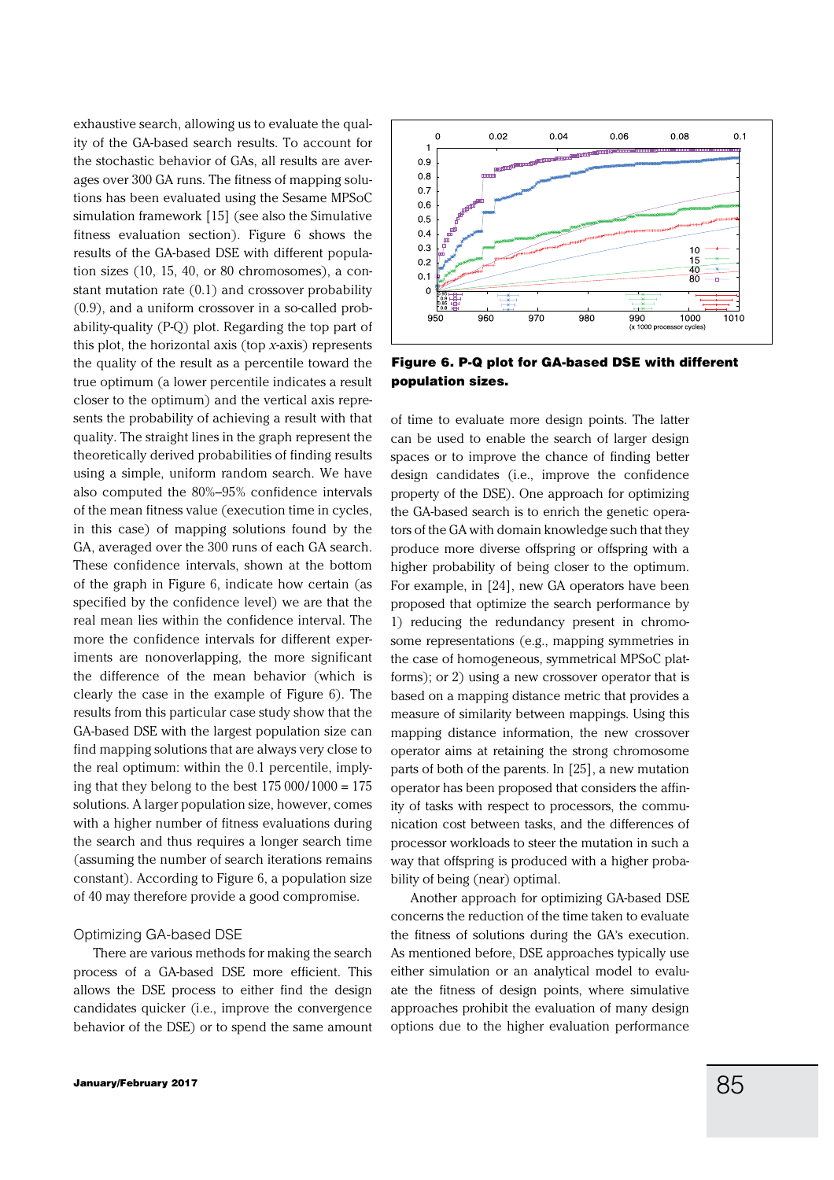exhaustive search, allowing us to evaluate the quality of the GA-based search results. To account for the stochastic behavior of GAs, all results are averages over 300 GA runs. The fitness of mapping solutions has been evaluated using the Sesame MPSoC simulation framework [15] (see also the Simulative fitness evaluation section). Figure 6 shows the results of the GA-based DSE with different population sizes (10, 15, 40, or 80 chromosomes), a constant mutation rate (0.1) and crossover probability (0.9), and a uniform crossover in a so-called probability-quality (P-Q) plot. Regarding the top part of this plot, the horizontal axis (top *x*-axis) represents the quality of the result as a percentile toward the true optimum (a lower percentile indicates a result closer to the optimum) and the vertical axis represents the probability of achieving a result with that quality. The straight lines in the graph represent the theoretically derived probabilities of finding results using a simple, uniform random search. We have also computed the 80%–95% confidence intervals of the mean fitness value (execution time in cycles, in this case) of mapping solutions found by the GA, averaged over the 300 runs of each GA search. These confidence intervals, shown at the bottom of the graph in Figure 6, indicate how certain (as specified by the confidence level) we are that the real mean lies within the confidence interval. The more the confidence intervals for different experiments are nonoverlapping, the more significant the difference of the mean behavior (which is clearly the case in the example of Figure 6). The results from this particular case study show that the GA-based DSE with the largest population size can find mapping solutions that are always very close to the real optimum: within the 0.1 percentile, implying that they belong to the best 175 000/1000 = 175 solutions. A larger population size, however, comes with a higher number of fitness evaluations during the search and thus requires a longer search time (assuming the number of search iterations remains constant). According to Figure 6, a population size of 40 may therefore provide a good compromise.

**Figure 6. P-Q plot for GA-based DSE with different population sizes.**

## Optimizing GA-based DSE

There are various methods for making the search process of a GA-based DSE more efficient. This allows the DSE process to either find the design candidates quicker (i.e., improve the convergence behavior of the DSE) or to spend the same amount of time to evaluate more design points. The latter can be used to enable the search of larger design spaces or to improve the chance of finding better design candidates (i.e., improve the confidence property of the DSE). One approach for optimizing the GA-based search is to enrich the genetic operators of the GA with domain knowledge such that they produce more diverse offspring or offspring with a higher probability of being closer to the optimum. For example, in [24], new GA operators have been proposed that optimize the search performance by 1) reducing the redundancy present in chromosome representations (e.g., mapping symmetries in the case of homogeneous, symmetrical MPSoC platforms); or 2) using a new crossover operator that is based on a mapping distance metric that provides a measure of similarity between mappings. Using this mapping distance information, the new crossover operator aims at retaining the strong chromosome parts of both of the parents. In [25], a new mutation operator has been proposed that considers the affinity of tasks with respect to processors, the communication cost between tasks, and the differences of processor workloads to steer the mutation in such a way that offspring is produced with a higher probability of being (near) optimal.

Another approach for optimizing GA-based DSE concerns the reduction of the time taken to evaluate the fitness of solutions during the GA's execution. As mentioned before, DSE approaches typically use either simulation or an analytical model to evaluate the fitness of design points, where simulative approaches prohibit the evaluation of many design options due to the higher evaluation performance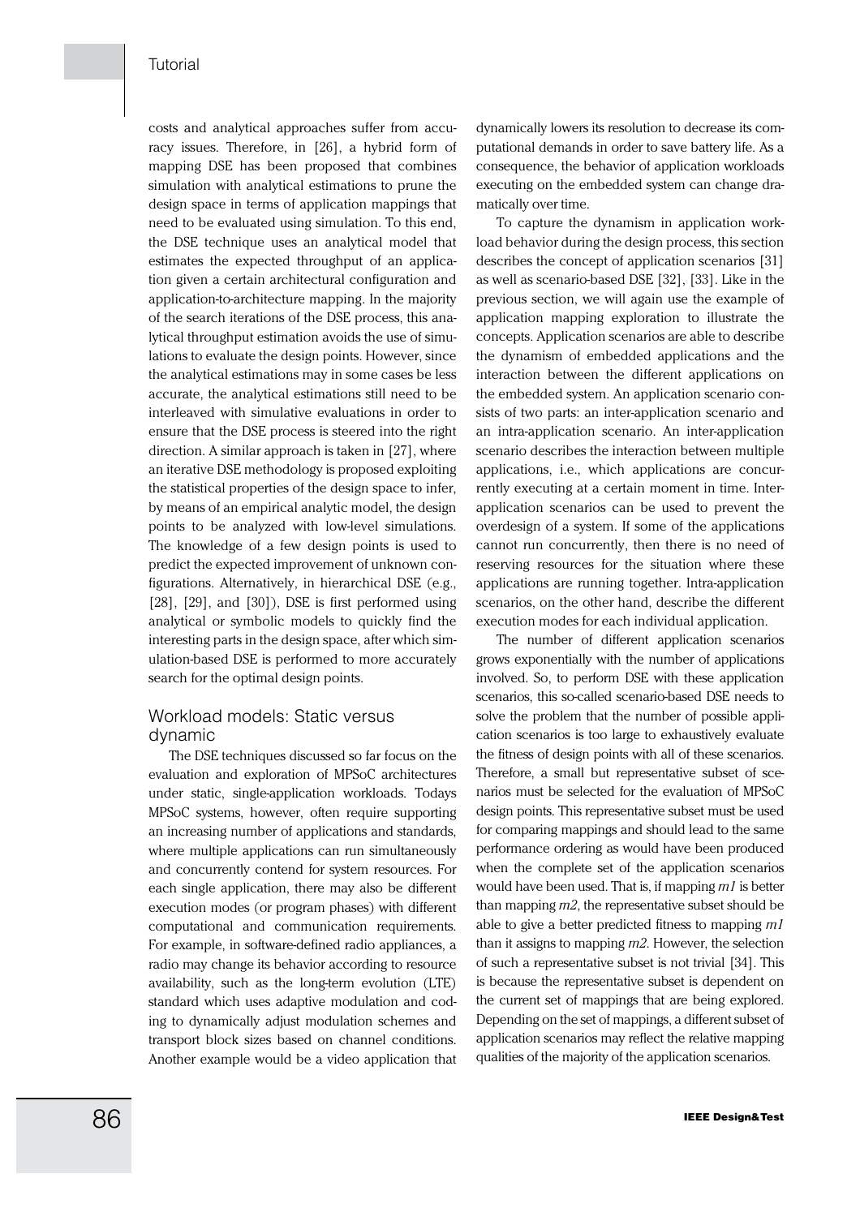costs and analytical approaches suffer from accuracy issues. Therefore, in [26], a hybrid form of mapping DSE has been proposed that combines simulation with analytical estimations to prune the design space in terms of application mappings that need to be evaluated using simulation. To this end, the DSE technique uses an analytical model that estimates the expected throughput of an application given a certain architectural configuration and application-to-architecture mapping. In the majority of the search iterations of the DSE process, this analytical throughput estimation avoids the use of simulations to evaluate the design points. However, since the analytical estimations may in some cases be less accurate, the analytical estimations still need to be interleaved with simulative evaluations in order to ensure that the DSE process is steered into the right direction. A similar approach is taken in [27], where an iterative DSE methodology is proposed exploiting the statistical properties of the design space to infer, by means of an empirical analytic model, the design points to be analyzed with low-level simulations. The knowledge of a few design points is used to predict the expected improvement of unknown configurations. Alternatively, in hierarchical DSE (e.g., [28], [29], and [30]), DSE is first performed using analytical or symbolic models to quickly find the interesting parts in the design space, after which simulation-based DSE is performed to more accurately search for the optimal design points.

## Workload models: Static versus dynamic

The DSE techniques discussed so far focus on the evaluation and exploration of MPSoC architectures under static, single-application workloads. Todays MPSoC systems, however, often require supporting an increasing number of applications and standards, where multiple applications can run simultaneously and concurrently contend for system resources. For each single application, there may also be different execution modes (or program phases) with different computational and communication requirements. For example, in software-defined radio appliances, a radio may change its behavior according to resource availability, such as the long-term evolution (LTE) standard which uses adaptive modulation and coding to dynamically adjust modulation schemes and transport block sizes based on channel conditions. Another example would be a video application that dynamically lowers its resolution to decrease its computational demands in order to save battery life. As a consequence, the behavior of application workloads executing on the embedded system can change dramatically over time.

To capture the dynamism in application workload behavior during the design process, this section describes the concept of application scenarios [31] as well as scenario-based DSE [32], [33]. Like in the previous section, we will again use the example of application mapping exploration to illustrate the concepts. Application scenarios are able to describe the dynamism of embedded applications and the interaction between the different applications on the embedded system. An application scenario consists of two parts: an inter-application scenario and an intra-application scenario. An inter-application scenario describes the interaction between multiple applications, i.e., which applications are concurrently executing at a certain moment in time. Inter-application scenarios can be used to prevent the overdesign of a system. If some of the applications cannot run concurrently, then there is no need of reserving resources for the situation where these applications are running together. Intra-application scenarios, on the other hand, describe the different execution modes for each individual application.

The number of different application scenarios grows exponentially with the number of applications involved. So, to perform DSE with these application scenarios, this so-called scenario-based DSE needs to solve the problem that the number of possible application scenarios is too large to exhaustively evaluate the fitness of design points with all of these scenarios. Therefore, a small but representative subset of scenarios must be selected for the evaluation of MPSoC design points. This representative subset must be used for comparing mappings and should lead to the same performance ordering as would have been produced when the complete set of the application scenarios would have been used. That is, if mapping *m1* is better than mapping *m2*, the representative subset should be able to give a better predicted fitness to mapping *m1* than it assigns to mapping *m2*. However, the selection of such a representative subset is not trivial [34]. This is because the representative subset is dependent on the current set of mappings that are being explored. Depending on the set of mappings, a different subset of application scenarios may reflect the relative mapping qualities of the majority of the application scenarios.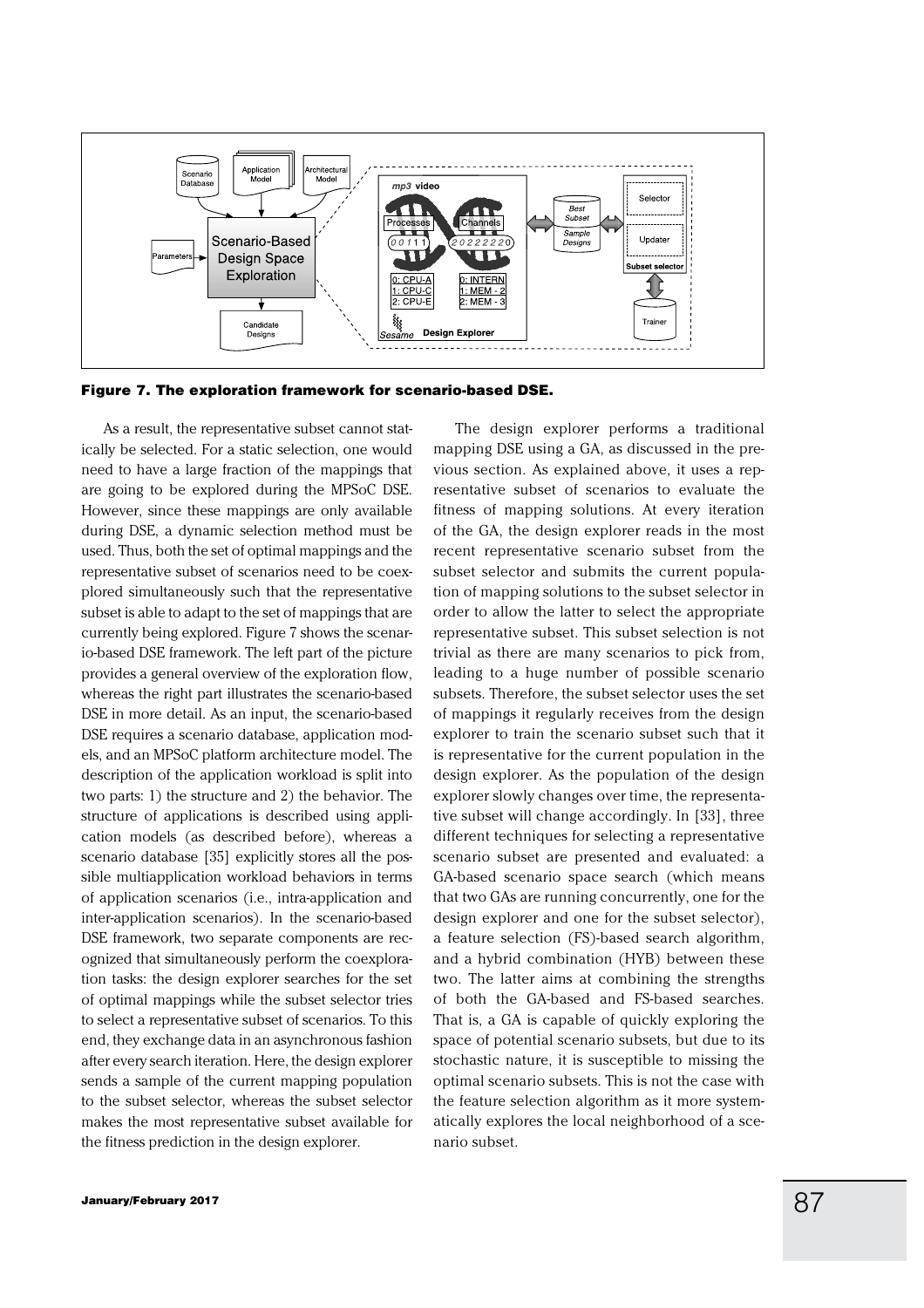**Figure 7. The exploration framework for scenario-based DSE.**

As a result, the representative subset cannot statically be selected. For a static selection, one would need to have a large fraction of the mappings that are going to be explored during the MPSoC DSE. However, since these mappings are only available during DSE, a dynamic selection method must be used. Thus, both the set of optimal mappings and the representative subset of scenarios need to be coexplored simultaneously such that the representative subset is able to adapt to the set of mappings that are currently being explored. Figure 7 shows the scenario-based DSE framework. The left part of the picture provides a general overview of the exploration flow, whereas the right part illustrates the scenario-based DSE in more detail. As an input, the scenario-based DSE requires a scenario database, application models, and an MPSoC platform architecture model. The description of the application workload is split into two parts: 1) the structure and 2) the behavior. The structure of applications is described using application models (as described before), whereas a scenario database [35] explicitly stores all the possible multiapplication workload behaviors in terms of application scenarios (i.e., intra-application and inter-application scenarios). In the scenario-based DSE framework, two separate components are recognized that simultaneously perform the coexploration tasks: the design explorer searches for the set of optimal mappings while the subset selector tries to select a representative subset of scenarios. To this end, they exchange data in an asynchronous fashion after every search iteration. Here, the design explorer sends a sample of the current mapping population to the subset selector, whereas the subset selector makes the most representative subset available for the fitness prediction in the design explorer.

The design explorer performs a traditional mapping DSE using a GA, as discussed in the previous section. As explained above, it uses a representative subset of scenarios to evaluate the fitness of mapping solutions. At every iteration of the GA, the design explorer reads in the most recent representative scenario subset from the subset selector and submits the current population of mapping solutions to the subset selector in order to allow the latter to select the appropriate representative subset. This subset selection is not trivial as there are many scenarios to pick from, leading to a huge number of possible scenario subsets. Therefore, the subset selector uses the set of mappings it regularly receives from the design explorer to train the scenario subset such that it is representative for the current population in the design explorer. As the population of the design explorer slowly changes over time, the representative subset will change accordingly. In [33], three different techniques for selecting a representative scenario subset are presented and evaluated: a GA-based scenario space search (which means that two GAs are running concurrently, one for the design explorer and one for the subset selector), a feature selection (FS)-based search algorithm, and a hybrid combination (HYB) between these two. The latter aims at combining the strengths of both the GA-based and FS-based searches. That is, a GA is capable of quickly exploring the space of potential scenario subsets, but due to its stochastic nature, it is susceptible to missing the optimal scenario subsets. This is not the case with the feature selection algorithm as it more systematically explores the local neighborhood of a scenario subset.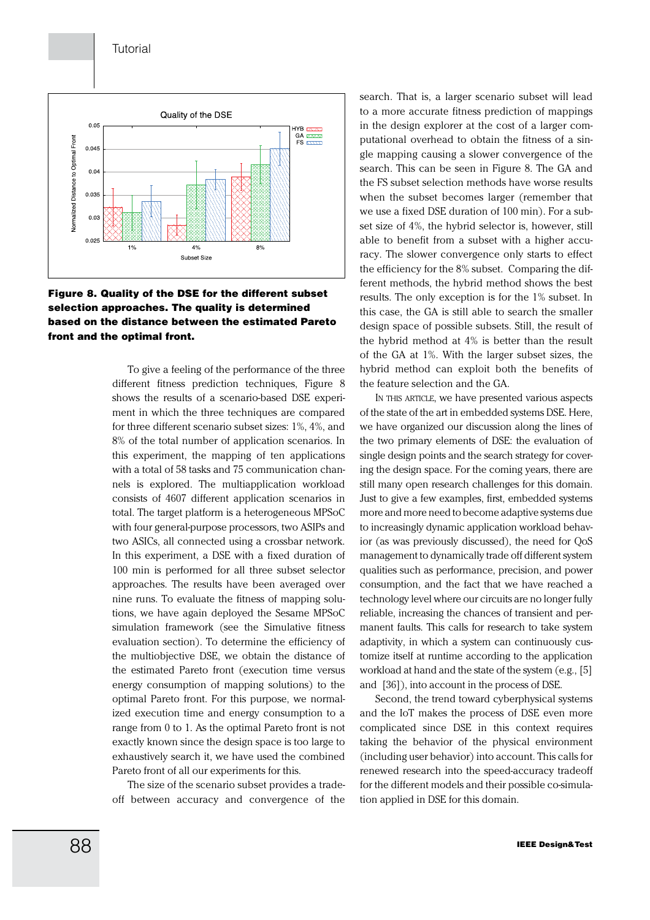**Figure 8. Quality of the DSE for the different subset selection approaches. The quality is determined based on the distance between the estimated Pareto front and the optimal front.**

To give a feeling of the performance of the three different fitness prediction techniques, Figure 8 shows the results of a scenario-based DSE experiment in which the three techniques are compared for three different scenario subset sizes: 1%, 4%, and 8% of the total number of application scenarios. In this experiment, the mapping of ten applications with a total of 58 tasks and 75 communication channels is explored. The multiapplication workload consists of 4607 different application scenarios in total. The target platform is a heterogeneous MPSoC with four general-purpose processors, two ASIPs and two ASICs, all connected using a crossbar network. In this experiment, a DSE with a fixed duration of 100 min is performed for all three subset selector approaches. The results have been averaged over nine runs. To evaluate the fitness of mapping solutions, we have again deployed the Sesame MPSoC simulation framework (see the Simulative fitness evaluation section). To determine the efficiency of the multiobjective DSE, we obtain the distance of the estimated Pareto front (execution time versus energy consumption of mapping solutions) to the optimal Pareto front. For this purpose, we normalized execution time and energy consumption to a range from 0 to 1. As the optimal Pareto front is not exactly known since the design space is too large to exhaustively search it, we have used the combined Pareto front of all our experiments for this.

The size of the scenario subset provides a tradeoff between accuracy and convergence of the search. That is, a larger scenario subset will lead to a more accurate fitness prediction of mappings in the design explorer at the cost of a larger computational overhead to obtain the fitness of a single mapping causing a slower convergence of the search. This can be seen in Figure 8. The GA and the FS subset selection methods have worse results when the subset becomes larger (remember that we use a fixed DSE duration of 100 min). For a subset size of 4%, the hybrid selector is, however, still able to benefit from a subset with a higher accuracy. The slower convergence only starts to effect the efficiency for the 8% subset. Comparing the different methods, the hybrid method shows the best results. The only exception is for the 1% subset. In this case, the GA is still able to search the smaller design space of possible subsets. Still, the result of the hybrid method at 4% is better than the result of the GA at 1%. With the larger subset sizes, the hybrid method can exploit both the benefits of the feature selection and the GA.

In this article, we have presented various aspects of the state of the art in embedded systems DSE. Here, we have organized our discussion along the lines of the two primary elements of DSE: the evaluation of single design points and the search strategy for covering the design space. For the coming years, there are still many open research challenges for this domain. Just to give a few examples, first, embedded systems more and more need to become adaptive systems due to increasingly dynamic application workload behavior (as was previously discussed), the need for QoS management to dynamically trade off different system qualities such as performance, precision, and power consumption, and the fact that we have reached a technology level where our circuits are no longer fully reliable, increasing the chances of transient and permanent faults. This calls for research to take system adaptivity, in which a system can continuously customize itself at runtime according to the application workload at hand and the state of the system (e.g., [5] and [36]), into account in the process of DSE.

Second, the trend toward cyberphysical systems and the IoT makes the process of DSE even more complicated since DSE in this context requires taking the behavior of the physical environment (including user behavior) into account. This calls for renewed research into the speed-accuracy tradeoff for the different models and their possible co-simulation applied in DSE for this domain.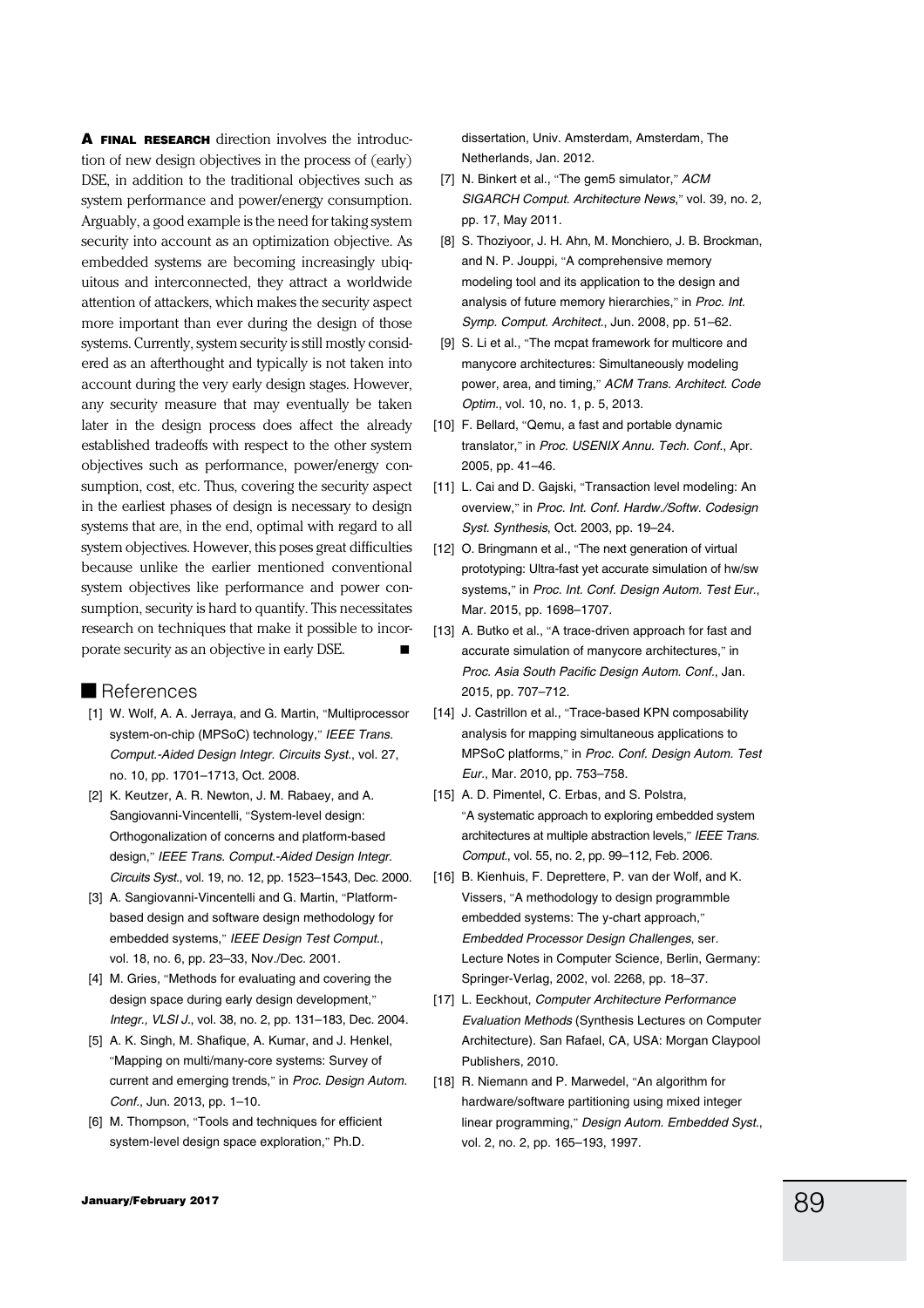**A FINAL RESEARCH** direction involves the introduction of new design objectives in the process of (early) DSE, in addition to the traditional objectives such as system performance and power/energy consumption. Arguably, a good example is the need for taking system security into account as an optimization objective. As embedded systems are becoming increasingly ubiquitous and interconnected, they attract a worldwide attention of attackers, which makes the security aspect more important than ever during the design of those systems. Currently, system security is still mostly considered as an afterthought and typically is not taken into account during the very early design stages. However, any security measure that may eventually be taken later in the design process does affect the already established tradeoffs with respect to the other system objectives such as performance, power/energy consumption, cost, etc. Thus, covering the security aspect in the earliest phases of design is necessary to design systems that are, in the end, optimal with regard to all system objectives. However, this poses great difficulties because unlike the earlier mentioned conventional system objectives like performance and power consumption, security is hard to quantify. This necessitates research on techniques that make it possible to incorporate security as an objective in early DSE. ■

## References

[1] W. Wolf, A. A. Jerraya, and G. Martin, "Multiprocessor system-on-chip (MPSoC) technology," *IEEE Trans. Comput.-Aided Design Integr. Circuits Syst.*, vol. 27, no. 10, pp. 1701–1713, Oct. 2008.

[2] K. Keutzer, A. R. Newton, J. M. Rabaey, and A. Sangiovanni-Vincentelli, "System-level design: Orthogonalization of concerns and platform-based design," *IEEE Trans. Comput.-Aided Design Integr. Circuits Syst.*, vol. 19, no. 12, pp. 1523–1543, Dec. 2000.

[3] A. Sangiovanni-Vincentelli and G. Martin, "Platform-based design and software design methodology for embedded systems," *IEEE Design Test Comput.*, vol. 18, no. 6, pp. 23–33, Nov./Dec. 2001.

[4] M. Gries, "Methods for evaluating and covering the design space during early design development," *Integr., VLSI J.*, vol. 38, no. 2, pp. 131–183, Dec. 2004.

[5] A. K. Singh, M. Shafique, A. Kumar, and J. Henkel, "Mapping on multi/many-core systems: Survey of current and emerging trends," in *Proc. Design Autom. Conf.*, Jun. 2013, pp. 1–10.

[6] M. Thompson, "Tools and techniques for efficient system-level design space exploration," Ph.D. dissertation, Univ. Amsterdam, Amsterdam, The Netherlands, Jan. 2012.

[7] N. Binkert et al., "The gem5 simulator," *ACM SIGARCH Comput. Architecture News*," vol. 39, no. 2, pp. 17, May 2011.

[8] S. Thoziyoor, J. H. Ahn, M. Monchiero, J. B. Brockman, and N. P. Jouppi, "A comprehensive memory modeling tool and its application to the design and analysis of future memory hierarchies," in *Proc. Int. Symp. Comput. Architect.*, Jun. 2008, pp. 51–62.

[9] S. Li et al., "The mcpat framework for multicore and manycore architectures: Simultaneously modeling power, area, and timing," *ACM Trans. Architect. Code Optim.*, vol. 10, no. 1, p. 5, 2013.

[10] F. Bellard, "Qemu, a fast and portable dynamic translator," in *Proc. USENIX Annu. Tech. Conf.*, Apr. 2005, pp. 41–46.

[11] L. Cai and D. Gajski, "Transaction level modeling: An overview," in *Proc. Int. Conf. Hardw./Softw. Codesign Syst. Synthesis*, Oct. 2003, pp. 19–24.

[12] O. Bringmann et al., "The next generation of virtual prototyping: Ultra-fast yet accurate simulation of hw/sw systems," in *Proc. Int. Conf. Design Autom. Test Eur.*, Mar. 2015, pp. 1698–1707.

[13] A. Butko et al., "A trace-driven approach for fast and accurate simulation of manycore architectures," in *Proc. Asia South Pacific Design Autom. Conf.*, Jan. 2015, pp. 707–712.

[14] J. Castrillon et al., "Trace-based KPN composability analysis for mapping simultaneous applications to MPSoC platforms," in *Proc. Conf. Design Autom. Test Eur.*, Mar. 2010, pp. 753–758.

[15] A. D. Pimentel, C. Erbas, and S. Polstra, "A systematic approach to exploring embedded system architectures at multiple abstraction levels," *IEEE Trans. Comput.*, vol. 55, no. 2, pp. 99–112, Feb. 2006.

[16] B. Kienhuis, F. Deprettere, P. van der Wolf, and K. Vissers, "A methodology to design programmble embedded systems: The y-chart approach," *Embedded Processor Design Challenges*, ser. Lecture Notes in Computer Science, Berlin, Germany: Springer-Verlag, 2002, vol. 2268, pp. 18–37.

[17] L. Eeckhout, *Computer Architecture Performance Evaluation Methods* (Synthesis Lectures on Computer Architecture). San Rafael, CA, USA: Morgan Claypool Publishers, 2010.

[18] R. Niemann and P. Marwedel, "An algorithm for hardware/software partitioning using mixed integer linear programming," *Design Autom. Embedded Syst.*, vol. 2, no. 2, pp. 165–193, 1997.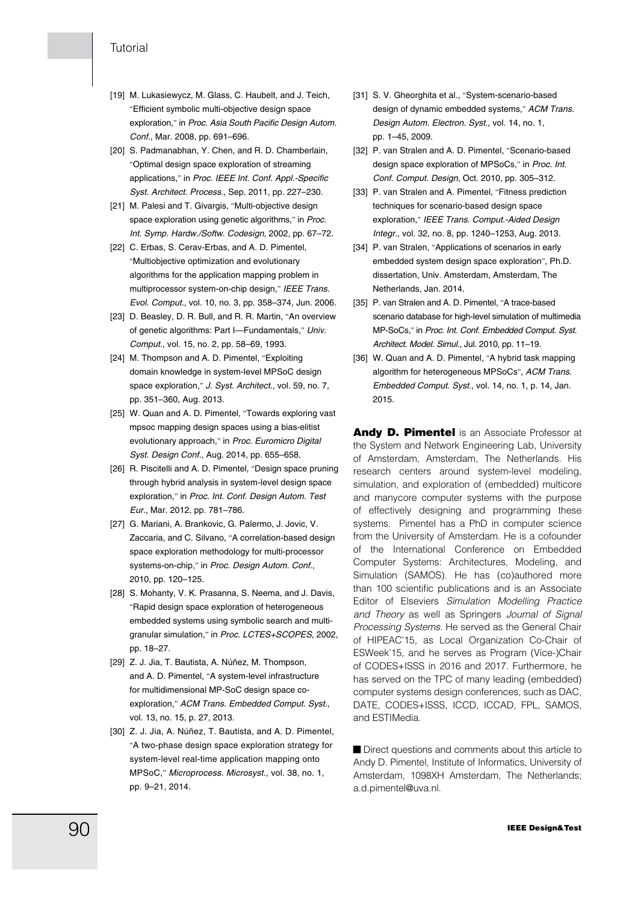[19] M. Lukasiewycz, M. Glass, C. Haubelt, and J. Teich, "Efficient symbolic multi-objective design space exploration," in *Proc. Asia South Pacific Design Autom. Conf.*, Mar. 2008, pp. 691–696.

[20] S. Padmanabhan, Y. Chen, and R. D. Chamberlain, "Optimal design space exploration of streaming applications," in *Proc. IEEE Int. Conf. Appl.-Specific Syst. Architect. Process.*, Sep. 2011, pp. 227–230.

[21] M. Palesi and T. Givargis, "Multi-objective design space exploration using genetic algorithms," in *Proc. Int. Symp. Hardw./Softw. Codesign*, 2002, pp. 67–72.

[22] C. Erbas, S. Cerav-Erbas, and A. D. Pimentel, "Multiobjective optimization and evolutionary algorithms for the application mapping problem in multiprocessor system-on-chip design," *IEEE Trans. Evol. Comput.*, vol. 10, no. 3, pp. 358–374, Jun. 2006.

[23] D. Beasley, D. R. Bull, and R. R. Martin, "An overview of genetic algorithms: Part I—Fundamentals," *Univ. Comput.*, vol. 15, no. 2, pp. 58–69, 1993.

[24] M. Thompson and A. D. Pimentel, "Exploiting domain knowledge in system-level MPSoC design space exploration," *J. Syst. Architect.*, vol. 59, no. 7, pp. 351–360, Aug. 2013.

[25] W. Quan and A. D. Pimentel, "Towards exploring vast mpsoc mapping design spaces using a bias-elitist evolutionary approach," in *Proc. Euromicro Digital Syst. Design Conf.*, Aug. 2014, pp. 655–658.

[26] R. Piscitelli and A. D. Pimentel, "Design space pruning through hybrid analysis in system-level design space exploration," in *Proc. Int. Conf. Design Autom. Test Eur.*, Mar. 2012, pp. 781–786.

[27] G. Mariani, A. Brankovic, G. Palermo, J. Jovic, V. Zaccaria, and C. Silvano, "A correlation-based design space exploration methodology for multi-processor systems-on-chip," in *Proc. Design Autom. Conf.*, 2010, pp. 120–125.

[28] S. Mohanty, V. K. Prasanna, S. Neema, and J. Davis, "Rapid design space exploration of heterogeneous embedded systems using symbolic search and multi-granular simulation," in *Proc. LCTES+SCOPES*, 2002, pp. 18–27.

[29] Z. J. Jia, T. Bautista, A. Núñez, M. Thompson, and A. D. Pimentel, "A system-level infrastructure for multidimensional MP-SoC design space co-exploration," *ACM Trans. Embedded Comput. Syst.*, vol. 13, no. 15, p. 27, 2013.

[30] Z. J. Jia, A. Núñez, T. Bautista, and A. D. Pimentel, "A two-phase design space exploration strategy for system-level real-time application mapping onto MPSoC," *Microprocess. Microsyst.*, vol. 38, no. 1, pp. 9–21, 2014.

[31] S. V. Gheorghita et al., "System-scenario-based design of dynamic embedded systems," *ACM Trans. Design Autom. Electron. Syst.*, vol. 14, no. 1, pp. 1–45, 2009.

[32] P. van Stralen and A. D. Pimentel, "Scenario-based design space exploration of MPSoCs," in *Proc. Int. Conf. Comput. Design*, Oct. 2010, pp. 305–312.

[33] P. van Stralen and A. Pimentel, "Fitness prediction techniques for scenario-based design space exploration," *IEEE Trans. Comput.-Aided Design Integr.*, vol. 32, no. 8, pp. 1240–1253, Aug. 2013.

[34] P. van Stralen, "Applications of scenarios in early embedded system design space exploration", Ph.D. dissertation, Univ. Amsterdam, Amsterdam, The Netherlands, Jan. 2014.

[35] P. van Stralen and A. D. Pimentel, "A trace-based scenario database for high-level simulation of multimedia MP-SoCs," in *Proc. Int. Conf. Embedded Comput. Syst. Architect. Model. Simul.*, Jul. 2010, pp. 11–19.

[36] W. Quan and A. D. Pimentel, "A hybrid task mapping algorithm for heterogeneous MPSoCs", *ACM Trans. Embedded Comput. Syst.*, vol. 14, no. 1, p. 14, Jan. 2015.

**Andy D. Pimentel** is an Associate Professor at the System and Network Engineering Lab, University of Amsterdam, Amsterdam, The Netherlands. His research centers around system-level modeling, simulation, and exploration of (embedded) multicore and manycore computer systems with the purpose of effectively designing and programming these systems. Pimentel has a PhD in computer science from the University of Amsterdam. He is a cofounder of the International Conference on Embedded Computer Systems: Architectures, Modeling, and Simulation (SAMOS). He has (co)authored more than 100 scientific publications and is an Associate Editor of Elseviers *Simulation Modelling Practice and Theory* as well as Springers *Journal of Signal Processing Systems*. He served as the General Chair of HIPEAC'15, as Local Organization Co-Chair of ESWeek'15, and he serves as Program (Vice-)Chair of CODES+ISSS in 2016 and 2017. Furthermore, he has served on the TPC of many leading (embedded) computer systems design conferences, such as DAC, DATE, CODES+ISSS, ICCD, ICCAD, FPL, SAMOS, and ESTIMedia.

■ Direct questions and comments about this article to Andy D. Pimentel, Institute of Informatics, University of Amsterdam, 1098XH Amsterdam, The Netherlands; a.d.pimentel@uva.nl.